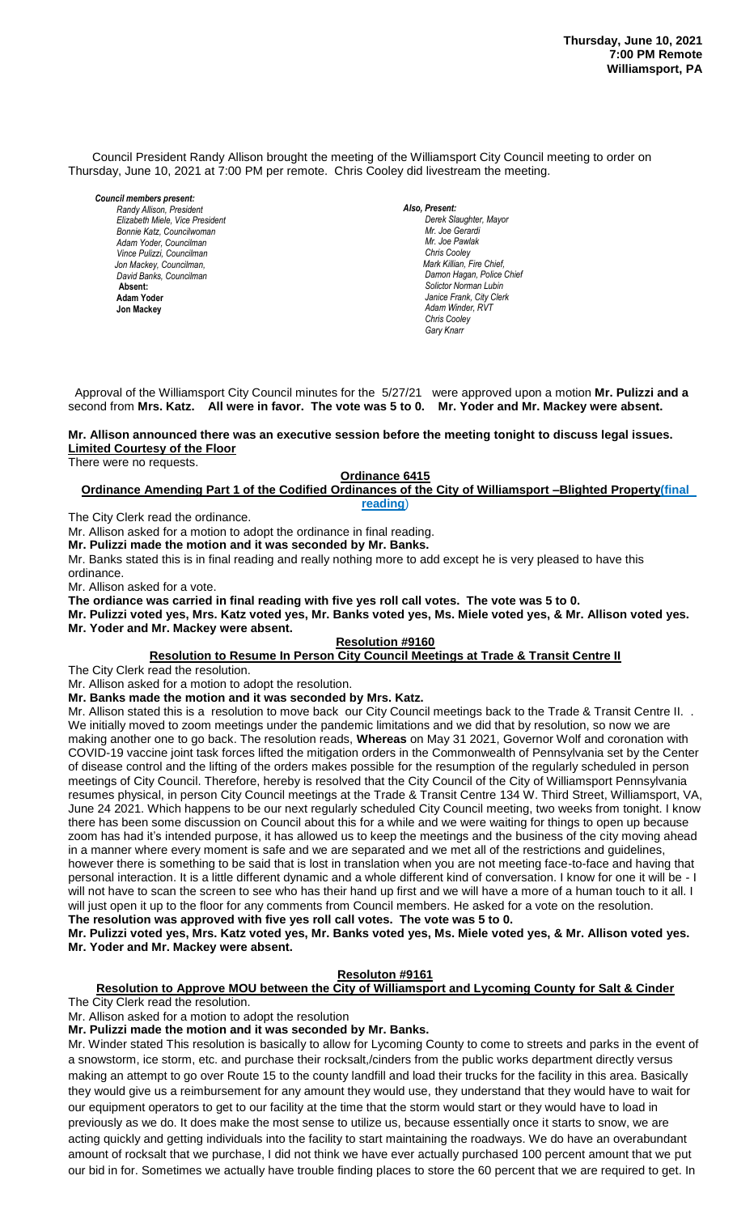**Thursday, June 10, 2021**
**7:00 PM Remote**
**Williamsport, PA**

Council President Randy Allison brought the meeting of the Williamsport City Council meeting to order on Thursday, June 10, 2021 at 7:00 PM per remote. Chris Cooley did livestream the meeting.

***Council members present:***
*Randy Allison, President*
*Elizabeth Miele, Vice President*
*Bonnie Katz, Councilwoman*
*Adam Yoder, Councilman*
*Vince Pulizzi, Councilman*
*Jon Mackey, Councilman,*
*David Banks, Councilman*
**Absent:**
**Adam Yoder**
**Jon Mackey**

***Also, Present:***
*Derek Slaughter, Mayor*
*Mr. Joe Gerardi*
*Mr. Joe Pawlak*
*Chris Cooley*
*Mark Killian, Fire Chief,*
*Damon Hagan, Police Chief*
*Solictor Norman Lubin*
*Janice Frank, City Clerk*
*Adam Winder, RVT*
*Chris Cooley*
*Gary Knarr*

Approval of the Williamsport City Council minutes for the 5/27/21 were approved upon a motion **Mr. Pulizzi and a** second from **Mrs. Katz. All were in favor. The vote was 5 to 0. Mr. Yoder and Mr. Mackey were absent.**

**Mr. Allison announced there was an executive session before the meeting tonight to discuss legal issues.**

**Limited Courtesy of the Floor**

There were no requests.

**Ordinance 6415**

**Ordinance Amending Part 1 of the Codified Ordinances of the City of Williamsport –Blighted Property(final reading)**

The City Clerk read the ordinance.

Mr. Allison asked for a motion to adopt the ordinance in final reading.

**Mr. Pulizzi made the motion and it was seconded by Mr. Banks.**

Mr. Banks stated this is in final reading and really nothing more to add except he is very pleased to have this ordinance.

Mr. Allison asked for a vote.

**The ordiance was carried in final reading with five yes roll call votes. The vote was 5 to 0.**

**Mr. Pulizzi voted yes, Mrs. Katz voted yes, Mr. Banks voted yes, Ms. Miele voted yes, & Mr. Allison voted yes. Mr. Yoder and Mr. Mackey were absent.**

**Resolution #9160**

**Resolution to Resume In Person City Council Meetings at Trade & Transit Centre II**

The City Clerk read the resolution.

Mr. Allison asked for a motion to adopt the resolution.

**Mr. Banks made the motion and it was seconded by Mrs. Katz.**

Mr. Allison stated this is a resolution to move back our City Council meetings back to the Trade & Transit Centre II. . We initially moved to zoom meetings under the pandemic limitations and we did that by resolution, so now we are making another one to go back. The resolution reads, **Whereas** on May 31 2021, Governor Wolf and coronation with COVID-19 vaccine joint task forces lifted the mitigation orders in the Commonwealth of Pennsylvania set by the Center of disease control and the lifting of the orders makes possible for the resumption of the regularly scheduled in person meetings of City Council. Therefore, hereby is resolved that the City Council of the City of Williamsport Pennsylvania resumes physical, in person City Council meetings at the Trade & Transit Centre 134 W. Third Street, Williamsport, VA, June 24 2021. Which happens to be our next regularly scheduled City Council meeting, two weeks from tonight. I know there has been some discussion on Council about this for a while and we were waiting for things to open up because zoom has had it's intended purpose, it has allowed us to keep the meetings and the business of the city moving ahead in a manner where every moment is safe and we are separated and we met all of the restrictions and guidelines, however there is something to be said that is lost in translation when you are not meeting face-to-face and having that personal interaction. It is a little different dynamic and a whole different kind of conversation. I know for one it will be - I will not have to scan the screen to see who has their hand up first and we will have a more of a human touch to it all. I will just open it up to the floor for any comments from Council members. He asked for a vote on the resolution.

**The resolution was approved with five yes roll call votes. The vote was 5 to 0.**

**Mr. Pulizzi voted yes, Mrs. Katz voted yes, Mr. Banks voted yes, Ms. Miele voted yes, & Mr. Allison voted yes. Mr. Yoder and Mr. Mackey were absent.**

**Resoluton #9161**

**Resolution to Approve MOU between the City of Williamsport and Lycoming County for Salt & Cinder**

The City Clerk read the resolution.

Mr. Allison asked for a motion to adopt the resolution

**Mr. Pulizzi made the motion and it was seconded by Mr. Banks.**

Mr. Winder stated This resolution is basically to allow for Lycoming County to come to streets and parks in the event of a snowstorm, ice storm, etc. and purchase their rocksalt,/cinders from the public works department directly versus making an attempt to go over Route 15 to the county landfill and load their trucks for the facility in this area. Basically they would give us a reimbursement for any amount they would use, they understand that they would have to wait for our equipment operators to get to our facility at the time that the storm would start or they would have to load in previously as we do. It does make the most sense to utilize us, because essentially once it starts to snow, we are acting quickly and getting individuals into the facility to start maintaining the roadways. We do have an overabundant amount of rocksalt that we purchase, I did not think we have ever actually purchased 100 percent amount that we put our bid in for. Sometimes we actually have trouble finding places to store the 60 percent that we are required to get. In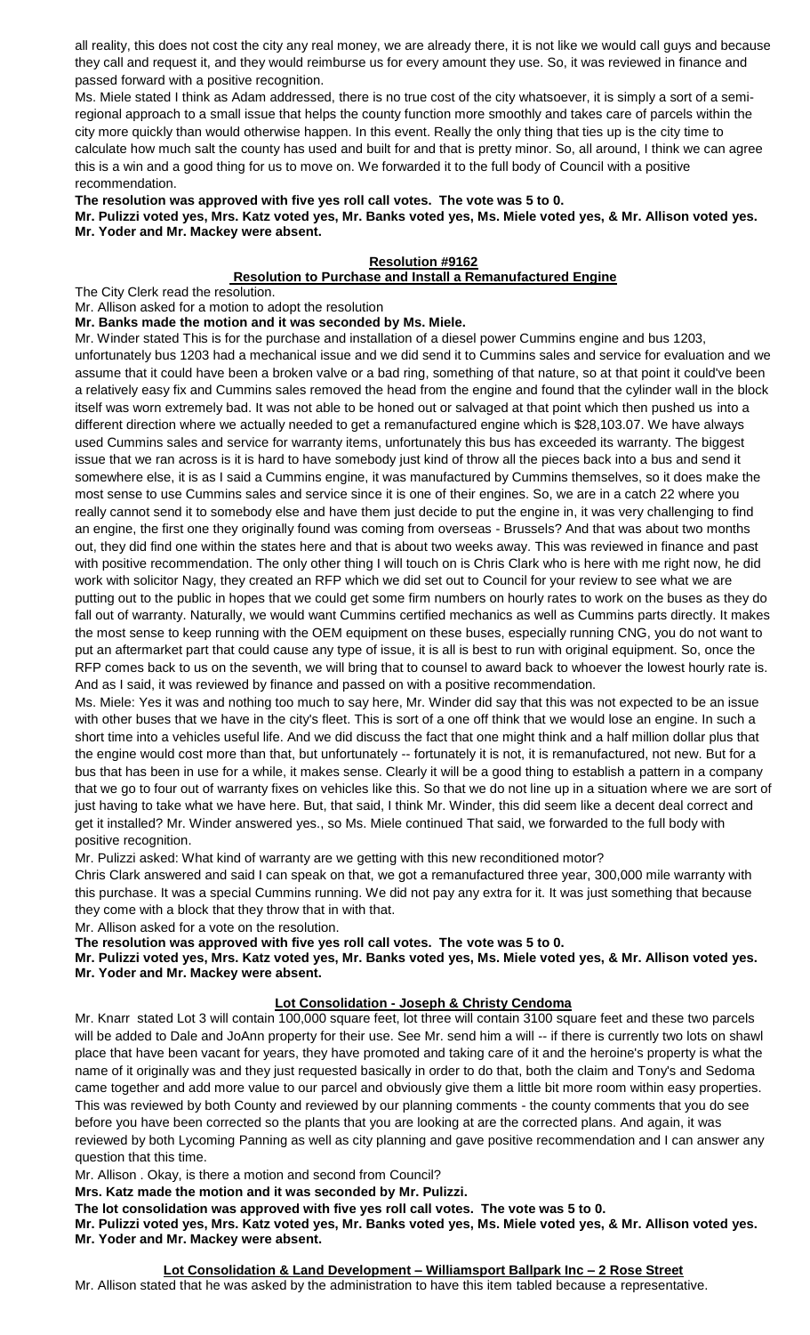all reality, this does not cost the city any real money, we are already there, it is not like we would call guys and because they call and request it, and they would reimburse us for every amount they use. So, it was reviewed in finance and passed forward with a positive recommendation.

Ms. Miele stated I think as Adam addressed, there is no true cost of the city whatsoever, it is simply a sort of a semi-regional approach to a small issue that helps the county function more smoothly and takes care of parcels within the city more quickly than would otherwise happen. In this event. Really the only thing that ties up is the city time to calculate how much salt the county has used and built for and that is pretty minor. So, all around, I think we can agree this is a win and a good thing for us to move on. We forwarded it to the full body of Council with a positive recommendation.

**The resolution was approved with five yes roll call votes. The vote was 5 to 0.**

**Mr. Pulizzi voted yes, Mrs. Katz voted yes, Mr. Banks voted yes, Ms. Miele voted yes, & Mr. Allison voted yes. Mr. Yoder and Mr. Mackey were absent.**

## Resolution #9162

## Resolution to Purchase and Install a Remanufactured Engine

The City Clerk read the resolution.

Mr. Allison asked for a motion to adopt the resolution

**Mr. Banks made the motion and it was seconded by Ms. Miele.**

Mr. Winder stated This is for the purchase and installation of a diesel power Cummins engine and bus 1203, unfortunately bus 1203 had a mechanical issue and we did send it to Cummins sales and service for evaluation and we assume that it could have been a broken valve or a bad ring, something of that nature, so at that point it could've been a relatively easy fix and Cummins sales removed the head from the engine and found that the cylinder wall in the block itself was worn extremely bad. It was not able to be honed out or salvaged at that point which then pushed us into a different direction where we actually needed to get a remanufactured engine which is $28,103.07. We have always used Cummins sales and service for warranty items, unfortunately this bus has exceeded its warranty. The biggest issue that we ran across is it is hard to have somebody just kind of throw all the pieces back into a bus and send it somewhere else, it is as I said a Cummins engine, it was manufactured by Cummins themselves, so it does make the most sense to use Cummins sales and service since it is one of their engines. So, we are in a catch 22 where you really cannot send it to somebody else and have them just decide to put the engine in, it was very challenging to find an engine, the first one they originally found was coming from overseas - Brussels? And that was about two months out, they did find one within the states here and that is about two weeks away. This was reviewed in finance and past with positive recommendation. The only other thing I will touch on is Chris Clark who is here with me right now, he did work with solicitor Nagy, they created an RFP which we did set out to Council for your review to see what we are putting out to the public in hopes that we could get some firm numbers on hourly rates to work on the buses as they do fall out of warranty. Naturally, we would want Cummins certified mechanics as well as Cummins parts directly. It makes the most sense to keep running with the OEM equipment on these buses, especially running CNG, you do not want to put an aftermarket part that could cause any type of issue, it is all is best to run with original equipment. So, once the RFP comes back to us on the seventh, we will bring that to counsel to award back to whoever the lowest hourly rate is. And as I said, it was reviewed by finance and passed on with a positive recommendation.

Ms. Miele: Yes it was and nothing too much to say here, Mr. Winder did say that this was not expected to be an issue with other buses that we have in the city's fleet. This is sort of a one off think that we would lose an engine. In such a short time into a vehicles useful life. And we did discuss the fact that one might think and a half million dollar plus that the engine would cost more than that, but unfortunately -- fortunately it is not, it is remanufactured, not new. But for a bus that has been in use for a while, it makes sense. Clearly it will be a good thing to establish a pattern in a company that we go to four out of warranty fixes on vehicles like this. So that we do not line up in a situation where we are sort of just having to take what we have here. But, that said, I think Mr. Winder, this did seem like a decent deal correct and get it installed? Mr. Winder answered yes., so Ms. Miele continued That said, we forwarded to the full body with positive recognition.

Mr. Pulizzi asked: What kind of warranty are we getting with this new reconditioned motor?

Chris Clark answered and said I can speak on that, we got a remanufactured three year, 300,000 mile warranty with this purchase. It was a special Cummins running. We did not pay any extra for it. It was just something that because they come with a block that they throw that in with that.

Mr. Allison asked for a vote on the resolution.

**The resolution was approved with five yes roll call votes. The vote was 5 to 0.**

**Mr. Pulizzi voted yes, Mrs. Katz voted yes, Mr. Banks voted yes, Ms. Miele voted yes, & Mr. Allison voted yes. Mr. Yoder and Mr. Mackey were absent.**

## Lot Consolidation - Joseph & Christy Cendoma

Mr. Knarr stated Lot 3 will contain 100,000 square feet, lot three will contain 3100 square feet and these two parcels will be added to Dale and JoAnn property for their use. See Mr. send him a will -- if there is currently two lots on shawl place that have been vacant for years, they have promoted and taking care of it and the heroine's property is what the name of it originally was and they just requested basically in order to do that, both the claim and Tony's and Sedoma came together and add more value to our parcel and obviously give them a little bit more room within easy properties. This was reviewed by both County and reviewed by our planning comments - the county comments that you do see before you have been corrected so the plants that you are looking at are the corrected plans. And again, it was reviewed by both Lycoming Panning as well as city planning and gave positive recommendation and I can answer any question that this time.

Mr. Allison . Okay, is there a motion and second from Council?

**Mrs. Katz made the motion and it was seconded by Mr. Pulizzi.**

**The lot consolidation was approved with five yes roll call votes. The vote was 5 to 0.**

**Mr. Pulizzi voted yes, Mrs. Katz voted yes, Mr. Banks voted yes, Ms. Miele voted yes, & Mr. Allison voted yes. Mr. Yoder and Mr. Mackey were absent.**

## Lot Consolidation & Land Development – Williamsport Ballpark Inc – 2 Rose Street

Mr. Allison stated that he was asked by the administration to have this item tabled because a representative.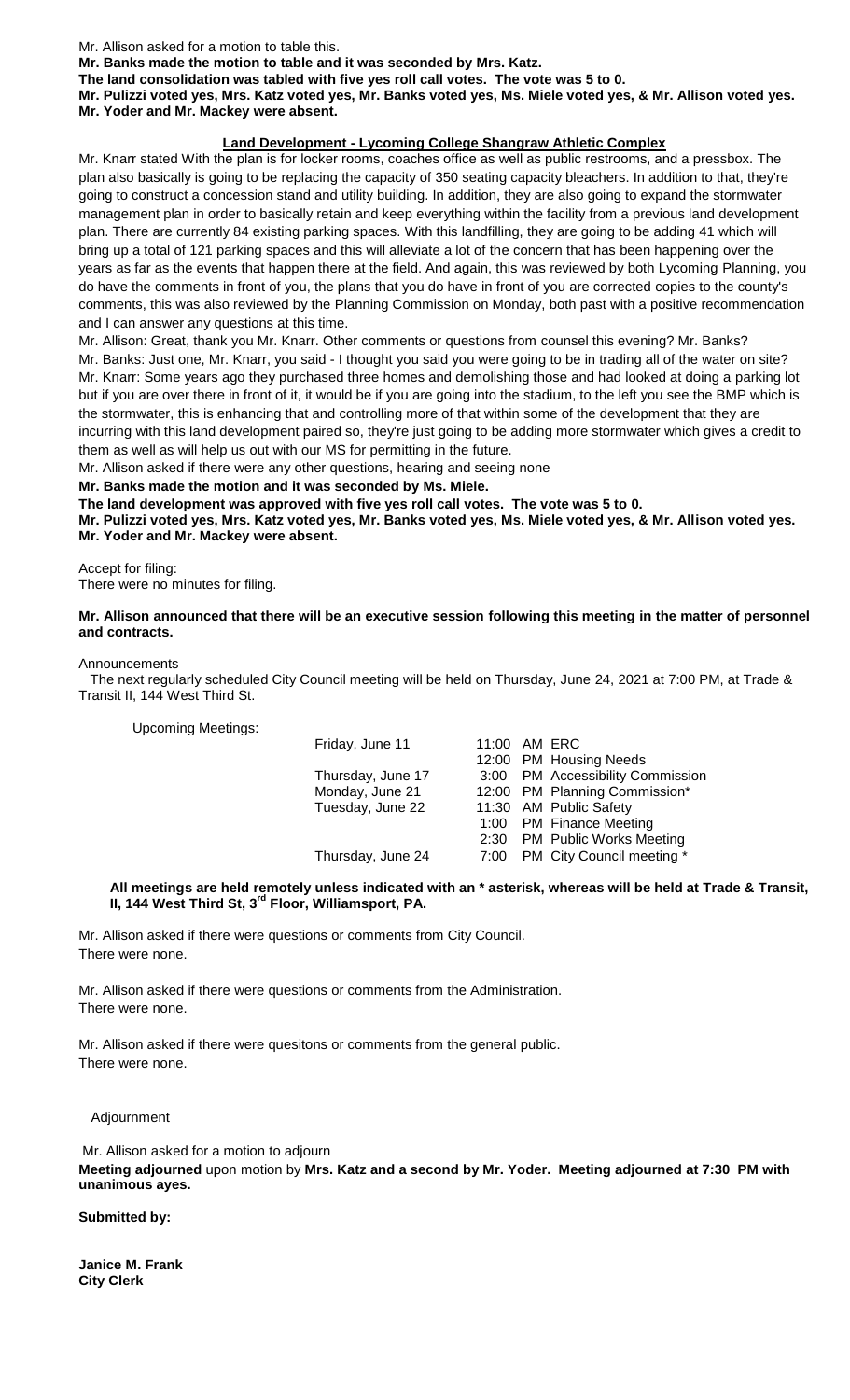Mr. Allison asked for a motion to table this.

**Mr. Banks made the motion to table and it was seconded by Mrs. Katz.**

**The land consolidation was tabled with five yes roll call votes. The vote was 5 to 0.**

**Mr. Pulizzi voted yes, Mrs. Katz voted yes, Mr. Banks voted yes, Ms. Miele voted yes, & Mr. Allison voted yes. Mr. Yoder and Mr. Mackey were absent.**

## Land Development - Lycoming College Shangraw Athletic Complex

Mr. Knarr stated With the plan is for locker rooms, coaches office as well as public restrooms, and a pressbox. The plan also basically is going to be replacing the capacity of 350 seating capacity bleachers. In addition to that, they're going to construct a concession stand and utility building. In addition, they are also going to expand the stormwater management plan in order to basically retain and keep everything within the facility from a previous land development plan. There are currently 84 existing parking spaces. With this landfilling, they are going to be adding 41 which will bring up a total of 121 parking spaces and this will alleviate a lot of the concern that has been happening over the years as far as the events that happen there at the field. And again, this was reviewed by both Lycoming Planning, you do have the comments in front of you, the plans that you do have in front of you are corrected copies to the county's comments, this was also reviewed by the Planning Commission on Monday, both past with a positive recommendation and I can answer any questions at this time.

Mr. Allison: Great, thank you Mr. Knarr. Other comments or questions from counsel this evening? Mr. Banks?

Mr. Banks: Just one, Mr. Knarr, you said - I thought you said you were going to be in trading all of the water on site?

Mr. Knarr: Some years ago they purchased three homes and demolishing those and had looked at doing a parking lot but if you are over there in front of it, it would be if you are going into the stadium, to the left you see the BMP which is the stormwater, this is enhancing that and controlling more of that within some of the development that they are incurring with this land development paired so, they're just going to be adding more stormwater which gives a credit to them as well as will help us out with our MS for permitting in the future.

Mr. Allison asked if there were any other questions, hearing and seeing none

**Mr. Banks made the motion and it was seconded by Ms. Miele.**

**The land development was approved with five yes roll call votes. The vote was 5 to 0.**

**Mr. Pulizzi voted yes, Mrs. Katz voted yes, Mr. Banks voted yes, Ms. Miele voted yes, & Mr. Allison voted yes. Mr. Yoder and Mr. Mackey were absent.**

Accept for filing:

There were no minutes for filing.

**Mr. Allison announced that there will be an executive session following this meeting in the matter of personnel and contracts.**

Announcements

The next regularly scheduled City Council meeting will be held on Thursday, June 24, 2021 at 7:00 PM, at Trade & Transit II, 144 West Third St.

Upcoming Meetings:

| | | |
|---|---|---|
| Friday, June 11 | 11:00 AM | ERC |
| | 12:00 PM | Housing Needs |
| Thursday, June 17 | 3:00 PM | Accessibility Commission |
| Monday, June 21 | 12:00 PM | Planning Commission* |
| Tuesday, June 22 | 11:30 AM | Public Safety |
| | 1:00 PM | Finance Meeting |
| | 2:30 PM | Public Works Meeting |
| Thursday, June 24 | 7:00 PM | City Council meeting * |

**All meetings are held remotely unless indicated with an * asterisk, whereas will be held at Trade & Transit, II, 144 West Third St, 3rd Floor, Williamsport, PA.**

Mr. Allison asked if there were questions or comments from City Council.

There were none.

Mr. Allison asked if there were questions or comments from the Administration.

There were none.

Mr. Allison asked if there were quesitons or comments from the general public.

There were none.

Adjournment

Mr. Allison asked for a motion to adjourn

**Meeting adjourned** upon motion by **Mrs. Katz and a second by Mr. Yoder. Meeting adjourned at 7:30 PM with unanimous ayes.**

**Submitted by:**

**Janice M. Frank**
**City Clerk**